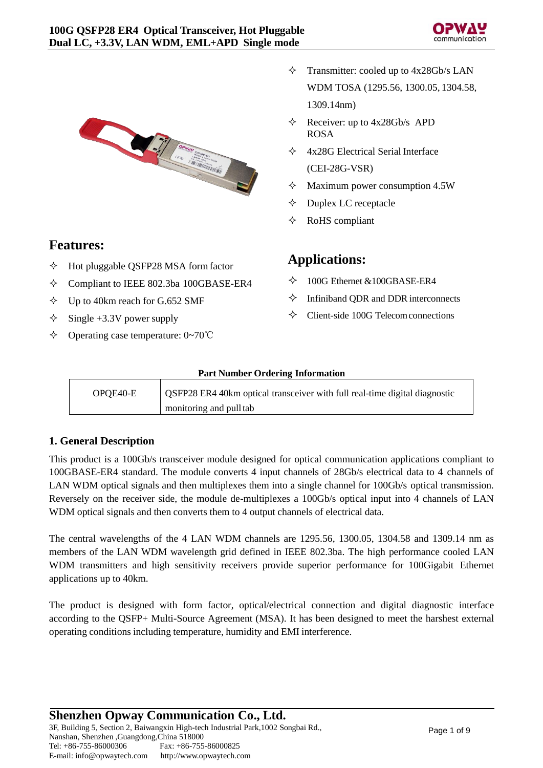# 100G QSFP28 ER4 Optical Transceiver, Hot Pluggable Dual LC, +3.3V, LAN WDM, EML+APD Single mode

- ✧ Transmitter: cooled up to 4x28Gb/s LAN WDM TOSA (1295.56, 1300.05, 1304.58, 1309.14nm)
- ✧ Receiver: up to 4x28Gb/s APD ROSA
- ✧ 4x28G Electrical Serial Interface (CEI-28G-VSR)
- ✧ Maximum power consumption 4.5W
- ✧ Duplex LC receptacle
- ✧ RoHS compliant

## Features:

- ✧ Hot pluggable QSFP28 MSA form factor
- ✧ Compliant to IEEE 802.3ba 100GBASE-ER4
- ✧ Up to 40km reach for G.652 SMF
- ✧ Single +3.3V power supply
- ✧ Operating case temperature: 0~70℃

## Applications:

- ✧ 100G Ethernet &100GBASE-ER4
- ✧ Infiniband QDR and DDR interconnects
- ✧ Client-side 100G Telecom connections

**Part Number Ordering Information**

| | |
|---|---|
| OPQE40-E | QSFP28 ER4 40km optical transceiver with full real-time digital diagnostic monitoring and pull tab |

## 1. General Description

This product is a 100Gb/s transceiver module designed for optical communication applications compliant to 100GBASE-ER4 standard. The module converts 4 input channels of 28Gb/s electrical data to 4 channels of LAN WDM optical signals and then multiplexes them into a single channel for 100Gb/s optical transmission. Reversely on the receiver side, the module de-multiplexes a 100Gb/s optical input into 4 channels of LAN WDM optical signals and then converts them to 4 output channels of electrical data.

The central wavelengths of the 4 LAN WDM channels are 1295.56, 1300.05, 1304.58 and 1309.14 nm as members of the LAN WDM wavelength grid defined in IEEE 802.3ba. The high performance cooled LAN WDM transmitters and high sensitivity receivers provide superior performance for 100Gigabit Ethernet applications up to 40km.

The product is designed with form factor, optical/electrical connection and digital diagnostic interface according to the QSFP+ Multi-Source Agreement (MSA). It has been designed to meet the harshest external operating conditions including temperature, humidity and EMI interference.

**Shenzhen Opway Communication Co., Ltd.**
3F, Building 5, Section 2, Baiwangxin High-tech Industrial Park,1002 Songbai Rd., Nanshan, Shenzhen ,Guangdong,China 518000
Tel: +86-755-86000306 Fax: +86-755-86000825
E-mail: info@opwaytech.com http://www.opwaytech.com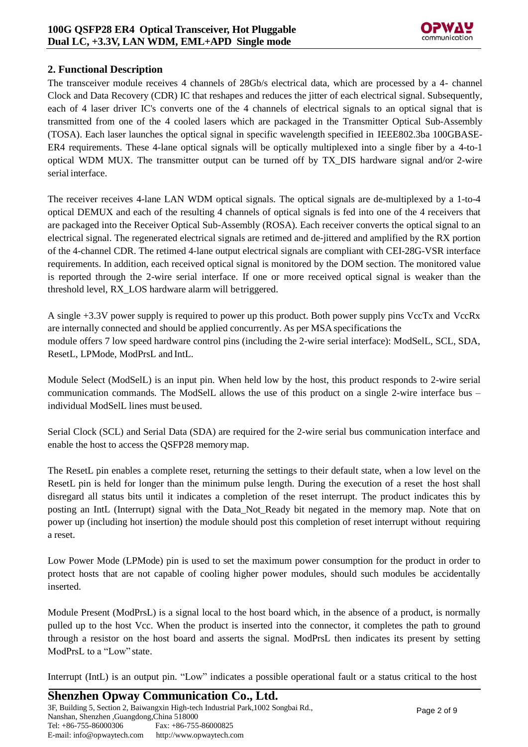## 2. Functional Description

The transceiver module receives 4 channels of 28Gb/s electrical data, which are processed by a 4- channel Clock and Data Recovery (CDR) IC that reshapes and reduces the jitter of each electrical signal. Subsequently, each of 4 laser driver IC's converts one of the 4 channels of electrical signals to an optical signal that is transmitted from one of the 4 cooled lasers which are packaged in the Transmitter Optical Sub-Assembly (TOSA). Each laser launches the optical signal in specific wavelength specified in IEEE802.3ba 100GBASE-ER4 requirements. These 4-lane optical signals will be optically multiplexed into a single fiber by a 4-to-1 optical WDM MUX. The transmitter output can be turned off by TX_DIS hardware signal and/or 2-wire serial interface.

The receiver receives 4-lane LAN WDM optical signals. The optical signals are de-multiplexed by a 1-to-4 optical DEMUX and each of the resulting 4 channels of optical signals is fed into one of the 4 receivers that are packaged into the Receiver Optical Sub-Assembly (ROSA). Each receiver converts the optical signal to an electrical signal. The regenerated electrical signals are retimed and de-jittered and amplified by the RX portion of the 4-channel CDR. The retimed 4-lane output electrical signals are compliant with CEI-28G-VSR interface requirements. In addition, each received optical signal is monitored by the DOM section. The monitored value is reported through the 2-wire serial interface. If one or more received optical signal is weaker than the threshold level, RX_LOS hardware alarm will betriggered.

A single +3.3V power supply is required to power up this product. Both power supply pins VccTx and VccRx are internally connected and should be applied concurrently. As per MSA specifications the module offers 7 low speed hardware control pins (including the 2-wire serial interface): ModSelL, SCL, SDA, ResetL, LPMode, ModPrsL and IntL.

Module Select (ModSelL) is an input pin. When held low by the host, this product responds to 2-wire serial communication commands. The ModSelL allows the use of this product on a single 2-wire interface bus – individual ModSelL lines must beused.

Serial Clock (SCL) and Serial Data (SDA) are required for the 2-wire serial bus communication interface and enable the host to access the QSFP28 memory map.

The ResetL pin enables a complete reset, returning the settings to their default state, when a low level on the ResetL pin is held for longer than the minimum pulse length. During the execution of a reset the host shall disregard all status bits until it indicates a completion of the reset interrupt. The product indicates this by posting an IntL (Interrupt) signal with the Data_Not_Ready bit negated in the memory map. Note that on power up (including hot insertion) the module should post this completion of reset interrupt without requiring a reset.

Low Power Mode (LPMode) pin is used to set the maximum power consumption for the product in order to protect hosts that are not capable of cooling higher power modules, should such modules be accidentally inserted.

Module Present (ModPrsL) is a signal local to the host board which, in the absence of a product, is normally pulled up to the host Vcc. When the product is inserted into the connector, it completes the path to ground through a resistor on the host board and asserts the signal. ModPrsL then indicates its present by setting ModPrsL to a "Low" state.

Interrupt (IntL) is an output pin. "Low" indicates a possible operational fault or a status critical to the host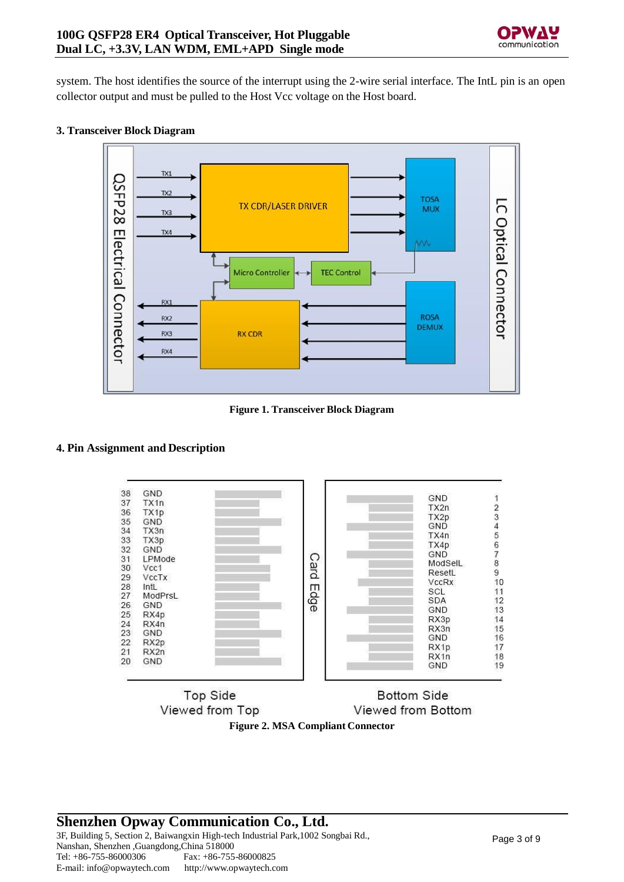system. The host identifies the source of the interrupt using the 2-wire serial interface. The IntL pin is an open collector output and must be pulled to the Host Vcc voltage on the Host board.

## 3. Transceiver Block Diagram

**Figure 1. Transceiver Block Diagram**

## 4. Pin Assignment and Description

**Figure 2. MSA Compliant Connector**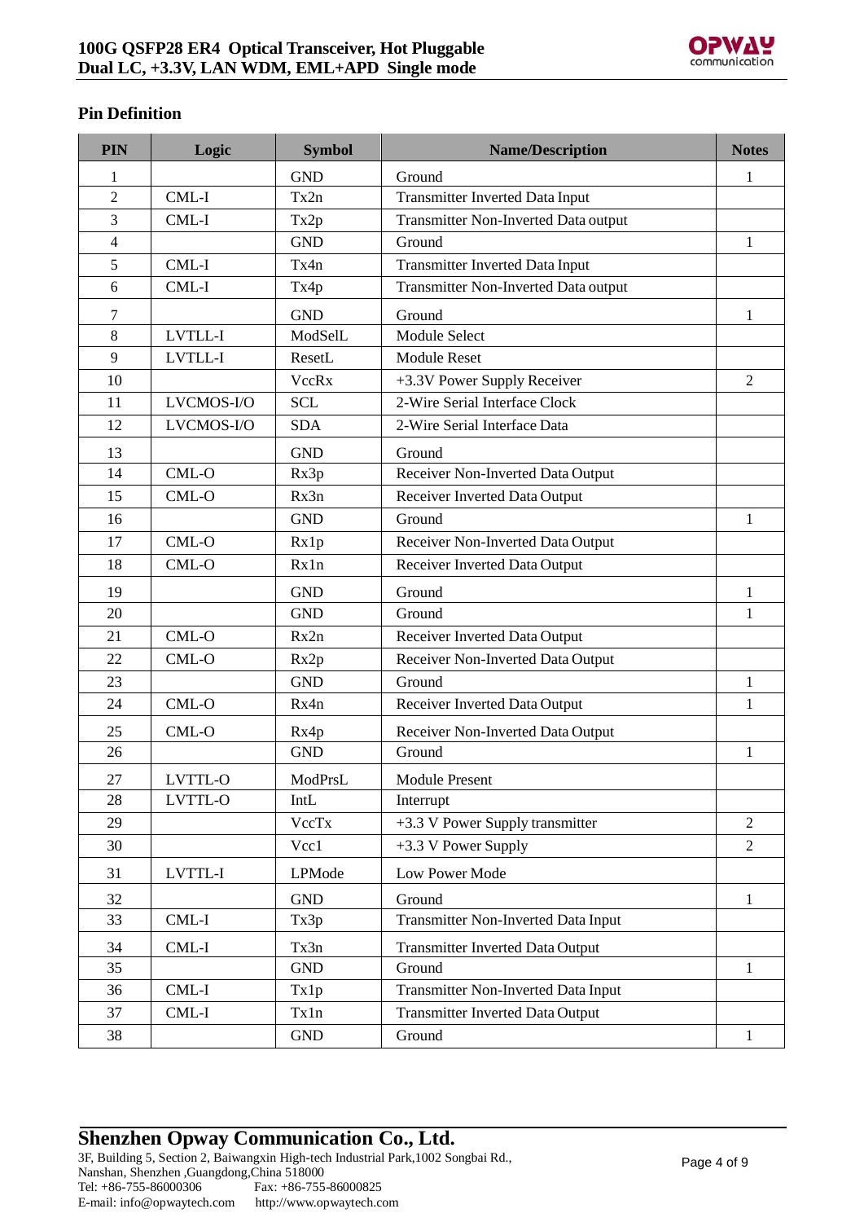## Pin Definition

| PIN | Logic | Symbol | Name/Description | Notes |
|---|---|---|---|---|
| 1 | | GND | Ground | 1 |
| 2 | CML-I | Tx2n | Transmitter Inverted Data Input | |
| 3 | CML-I | Tx2p | Transmitter Non-Inverted Data output | |
| 4 | | GND | Ground | 1 |
| 5 | CML-I | Tx4n | Transmitter Inverted Data Input | |
| 6 | CML-I | Tx4p | Transmitter Non-Inverted Data output | |
| 7 | | GND | Ground | 1 |
| 8 | LVTLL-I | ModSelL | Module Select | |
| 9 | LVTLL-I | ResetL | Module Reset | |
| 10 | | VccRx | +3.3V Power Supply Receiver | 2 |
| 11 | LVCMOS-I/O | SCL | 2-Wire Serial Interface Clock | |
| 12 | LVCMOS-I/O | SDA | 2-Wire Serial Interface Data | |
| 13 | | GND | Ground | |
| 14 | CML-O | Rx3p | Receiver Non-Inverted Data Output | |
| 15 | CML-O | Rx3n | Receiver Inverted Data Output | |
| 16 | | GND | Ground | 1 |
| 17 | CML-O | Rx1p | Receiver Non-Inverted Data Output | |
| 18 | CML-O | Rx1n | Receiver Inverted Data Output | |
| 19 | | GND | Ground | 1 |
| 20 | | GND | Ground | 1 |
| 21 | CML-O | Rx2n | Receiver Inverted Data Output | |
| 22 | CML-O | Rx2p | Receiver Non-Inverted Data Output | |
| 23 | | GND | Ground | 1 |
| 24 | CML-O | Rx4n | Receiver Inverted Data Output | 1 |
| 25 | CML-O | Rx4p | Receiver Non-Inverted Data Output | |
| 26 | | GND | Ground | 1 |
| 27 | LVTTL-O | ModPrsL | Module Present | |
| 28 | LVTTL-O | IntL | Interrupt | |
| 29 | | VccTx | +3.3 V Power Supply transmitter | 2 |
| 30 | | Vcc1 | +3.3 V Power Supply | 2 |
| 31 | LVTTL-I | LPMode | Low Power Mode | |
| 32 | | GND | Ground | 1 |
| 33 | CML-I | Tx3p | Transmitter Non-Inverted Data Input | |
| 34 | CML-I | Tx3n | Transmitter Inverted Data Output | |
| 35 | | GND | Ground | 1 |
| 36 | CML-I | Tx1p | Transmitter Non-Inverted Data Input | |
| 37 | CML-I | Tx1n | Transmitter Inverted Data Output | |
| 38 | | GND | Ground | 1 |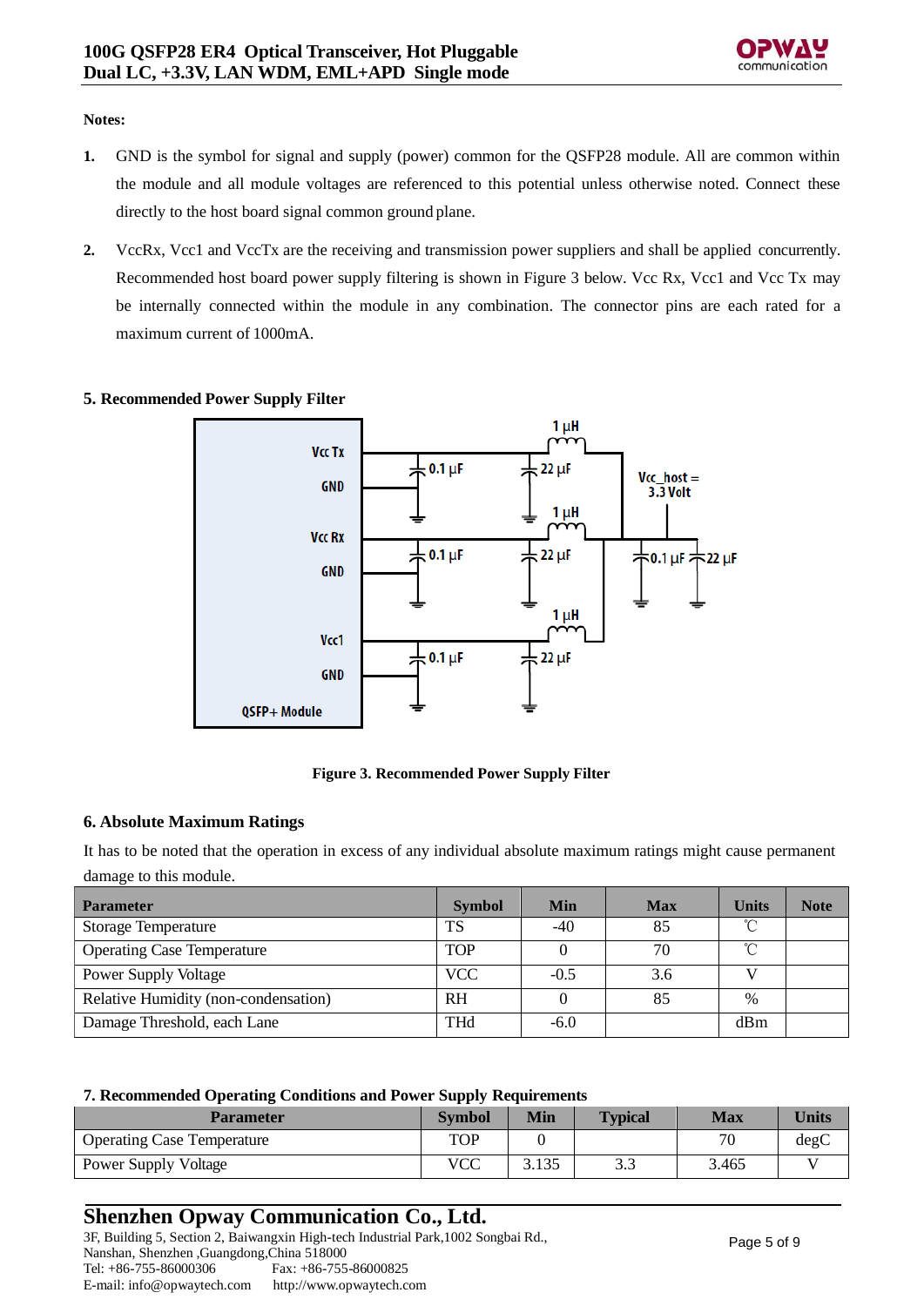**Notes:**

1. GND is the symbol for signal and supply (power) common for the QSFP28 module. All are common within the module and all module voltages are referenced to this potential unless otherwise noted. Connect these directly to the host board signal common ground plane.
2. VccRx, Vcc1 and VccTx are the receiving and transmission power suppliers and shall be applied concurrently. Recommended host board power supply filtering is shown in Figure 3 below. Vcc Rx, Vcc1 and Vcc Tx may be internally connected within the module in any combination. The connector pins are each rated for a maximum current of 1000mA.

## 5. Recommended Power Supply Filter

Figure 3. Recommended Power Supply Filter

## 6. Absolute Maximum Ratings

It has to be noted that the operation in excess of any individual absolute maximum ratings might cause permanent damage to this module.

| Parameter | Symbol | Min | Max | Units | Note |
|---|---|---|---|---|---|
| Storage Temperature | TS | -40 | 85 | ℃ | |
| Operating Case Temperature | TOP | 0 | 70 | ℃ | |
| Power Supply Voltage | VCC | -0.5 | 3.6 | V | |
| Relative Humidity (non-condensation) | RH | 0 | 85 | % | |
| Damage Threshold, each Lane | THd | -6.0 | | dBm | |

## 7. Recommended Operating Conditions and Power Supply Requirements

| Parameter | Symbol | Min | Typical | Max | Units |
|---|---|---|---|---|---|
| Operating Case Temperature | TOP | 0 | | 70 | degC |
| Power Supply Voltage | VCC | 3.135 | 3.3 | 3.465 | V |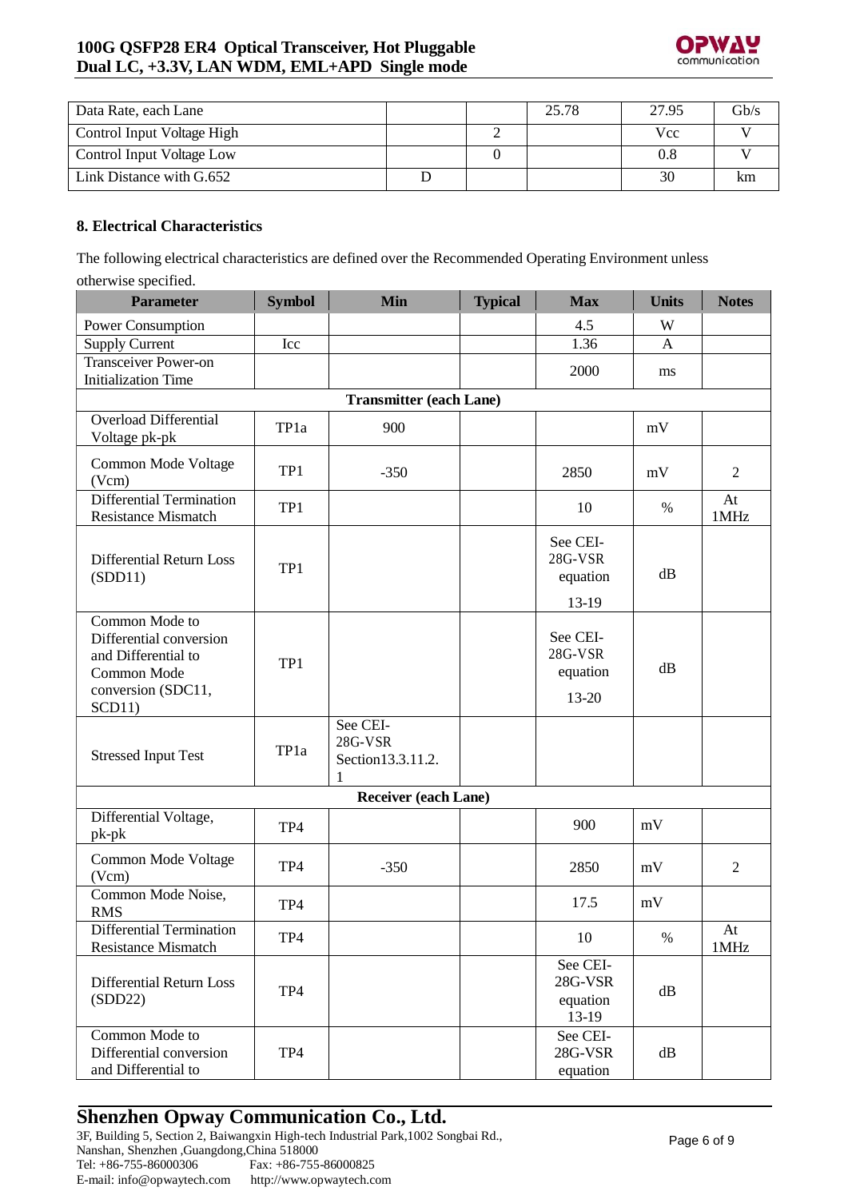| Data Rate, each Lane | | | 25.78 | 27.95 | Gb/s |
|---|---|---|---|---|---|
| Control Input Voltage High | | 2 | | Vcc | V |
| Control Input Voltage Low | | 0 | | 0.8 | V |
| Link Distance with G.652 | D | | | 30 | km |

### 8. Electrical Characteristics

The following electrical characteristics are defined over the Recommended Operating Environment unless otherwise specified.

| Parameter | Symbol | Min | Typical | Max | Units | Notes |
|---|---|---|---|---|---|---|
| Power Consumption | | | | 4.5 | W | |
| Supply Current | Icc | | | 1.36 | A | |
| Transceiver Power-on Initialization Time | | | | 2000 | ms | |
| **Transmitter (each Lane)** | | | | | | |
| Overload Differential Voltage pk-pk | TP1a | 900 | | | mV | |
| Common Mode Voltage (Vcm) | TP1 | -350 | | 2850 | mV | 2 |
| Differential Termination Resistance Mismatch | TP1 | | | 10 | % | At 1MHz |
| Differential Return Loss (SDD11) | TP1 | | | See CEI-28G-VSR equation 13-19 | dB | |
| Common Mode to Differential conversion and Differential to Common Mode conversion (SDC11, SCD11) | TP1 | | | See CEI-28G-VSR equation 13-20 | dB | |
| Stressed Input Test | TP1a | See CEI-28G-VSR Section13.3.11.2.1 | | | | |
| **Receiver (each Lane)** | | | | | | |
| Differential Voltage, pk-pk | TP4 | | | 900 | mV | |
| Common Mode Voltage (Vcm) | TP4 | -350 | | 2850 | mV | 2 |
| Common Mode Noise, RMS | TP4 | | | 17.5 | mV | |
| Differential Termination Resistance Mismatch | TP4 | | | 10 | % | At 1MHz |
| Differential Return Loss (SDD22) | TP4 | | | See CEI-28G-VSR equation 13-19 | dB | |
| Common Mode to Differential conversion and Differential to | TP4 | | | See CEI-28G-VSR equation | dB | |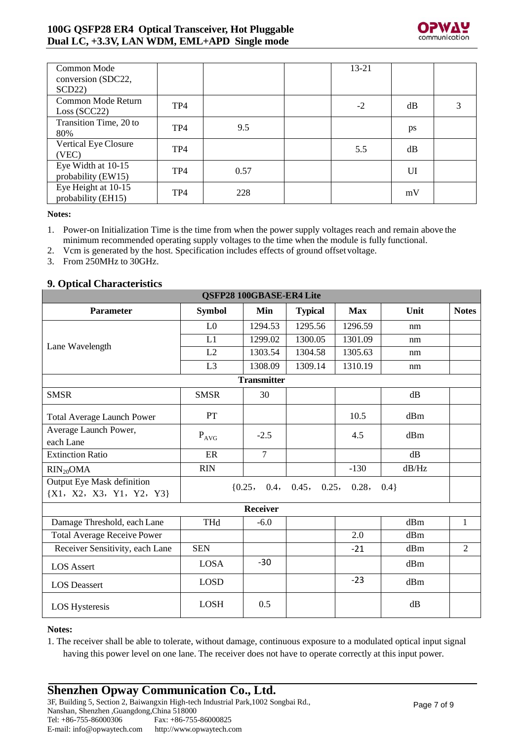| Common Mode conversion (SDC22, SCD22) | | | | 13-21 | | |
|---|---|---|---|---|---|---|
| Common Mode Return Loss (SCC22) | TP4 | | | -2 | dB | 3 |
| Transition Time, 20 to 80% | TP4 | 9.5 | | | ps | |
| Vertical Eye Closure (VEC) | TP4 | | | 5.5 | dB | |
| Eye Width at 10-15 probability (EW15) | TP4 | 0.57 | | | UI | |
| Eye Height at 10-15 probability (EH15) | TP4 | 228 | | | mV | |

**Notes:**

1. Power-on Initialization Time is the time from when the power supply voltages reach and remain above the minimum recommended operating supply voltages to the time when the module is fully functional.
2. Vcm is generated by the host. Specification includes effects of ground offset voltage.
3. From 250MHz to 30GHz.

## 9. Optical Characteristics

| QSFP28 100GBASE-ER4 Lite | | | | | | |
|---|---|---|---|---|---|---|
| **Parameter** | **Symbol** | **Min** | **Typical** | **Max** | **Unit** | **Notes** |
| Lane Wavelength | L0 | 1294.53 | 1295.56 | 1296.59 | nm | |
| | L1 | 1299.02 | 1300.05 | 1301.09 | nm | |
| | L2 | 1303.54 | 1304.58 | 1305.63 | nm | |
| | L3 | 1308.09 | 1309.14 | 1310.19 | nm | |
| **Transmitter** | | | | | | |
| SMSR | SMSR | 30 | | | dB | |
| Total Average Launch Power | PT | | | 10.5 | dBm | |
| Average Launch Power, each Lane | $P_{AVG}$ | -2.5 | | 4.5 | dBm | |
| Extinction Ratio | ER | 7 | | | dB | |
| $RIN_{20}OMA$ | RIN | | | -130 | dB/Hz | |
| Output Eye Mask definition {X1，X2，X3，Y1，Y2，Y3} | {0.25， 0.4， 0.45， 0.25， 0.28， 0.4} | | | | | |
| **Receiver** | | | | | | |
| Damage Threshold, each Lane | THd | -6.0 | | | dBm | 1 |
| Total Average Receive Power | | | | 2.0 | dBm | |
| Receiver Sensitivity, each Lane | SEN | | | -21 | dBm | 2 |
| LOS Assert | LOSA | -30 | | | dBm | |
| LOS Deassert | LOSD | | | -23 | dBm | |
| LOS Hysteresis | LOSH | 0.5 | | | dB | |

**Notes:**

1. The receiver shall be able to tolerate, without damage, continuous exposure to a modulated optical input signal having this power level on one lane. The receiver does not have to operate correctly at this input power.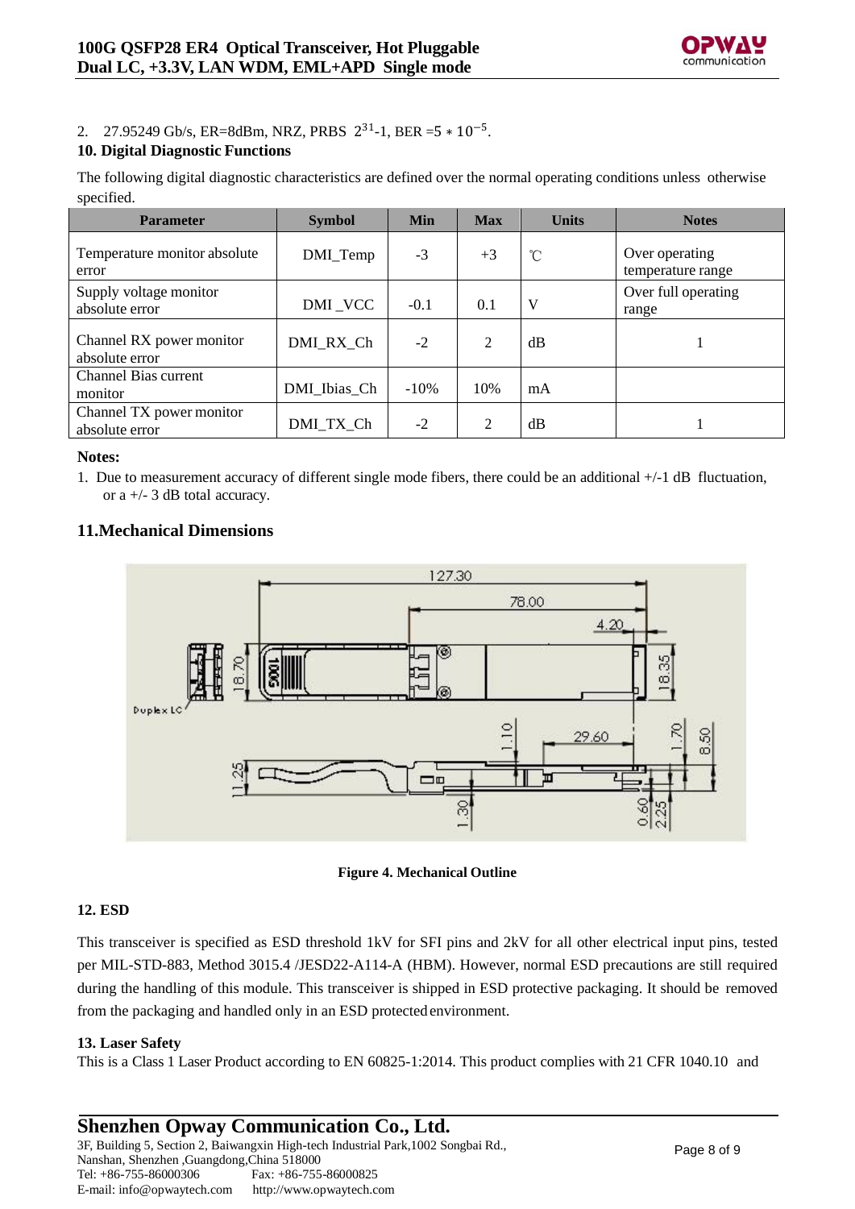2. 27.95249 Gb/s, ER=8dBm, NRZ, PRBS $2^{31}$-1, BER =$5 * 10^{-5}$.

## 10. Digital Diagnostic Functions

The following digital diagnostic characteristics are defined over the normal operating conditions unless otherwise specified.

| Parameter | Symbol | Min | Max | Units | Notes |
|---|---|---|---|---|---|
| Temperature monitor absolute error | DMI_Temp | -3 | +3 | ℃ | Over operating temperature range |
| Supply voltage monitor absolute error | DMI _VCC | -0.1 | 0.1 | V | Over full operating range |
| Channel RX power monitor absolute error | DMI_RX_Ch | -2 | 2 | dB | 1 |
| Channel Bias current monitor | DMI_Ibias_Ch | -10% | 10% | mA | |
| Channel TX power monitor absolute error | DMI_TX_Ch | -2 | 2 | dB | 1 |

**Notes:**

1. Due to measurement accuracy of different single mode fibers, there could be an additional +/-1 dB fluctuation, or a +/- 3 dB total accuracy.

## 11.Mechanical Dimensions

**Figure 4. Mechanical Outline**

## 12. ESD

This transceiver is specified as ESD threshold 1kV for SFI pins and 2kV for all other electrical input pins, tested per MIL-STD-883, Method 3015.4 /JESD22-A114-A (HBM). However, normal ESD precautions are still required during the handling of this module. This transceiver is shipped in ESD protective packaging. It should be removed from the packaging and handled only in an ESD protected environment.

## 13. Laser Safety

This is a Class 1 Laser Product according to EN 60825-1:2014. This product complies with 21 CFR 1040.10 and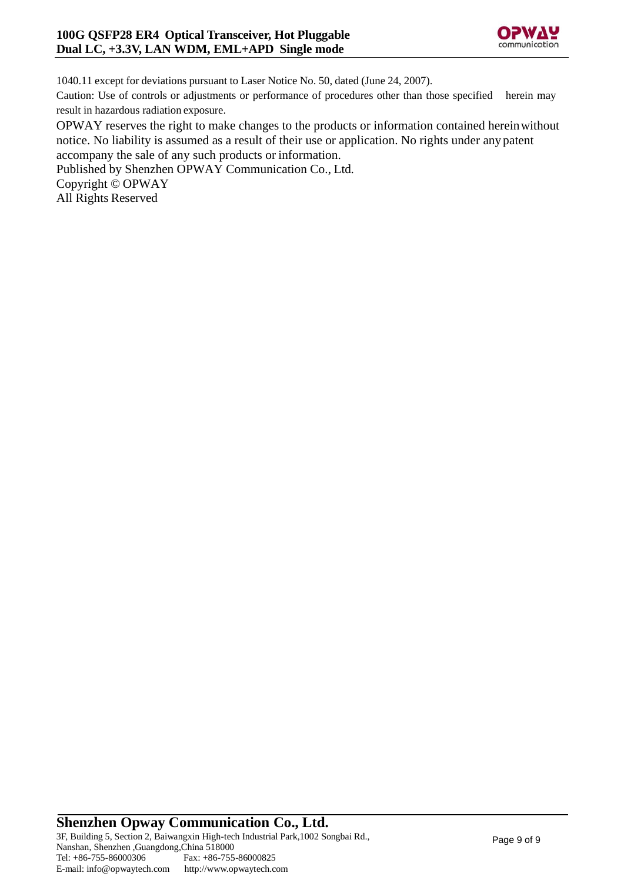1040.11 except for deviations pursuant to Laser Notice No. 50, dated (June 24, 2007).

Caution: Use of controls or adjustments or performance of procedures other than those specified herein may result in hazardous radiation exposure.

OPWAY reserves the right to make changes to the products or information contained herein without notice. No liability is assumed as a result of their use or application. No rights under any patent accompany the sale of any such products or information.

Published by Shenzhen OPWAY Communication Co., Ltd.

Copyright © OPWAY

All Rights Reserved